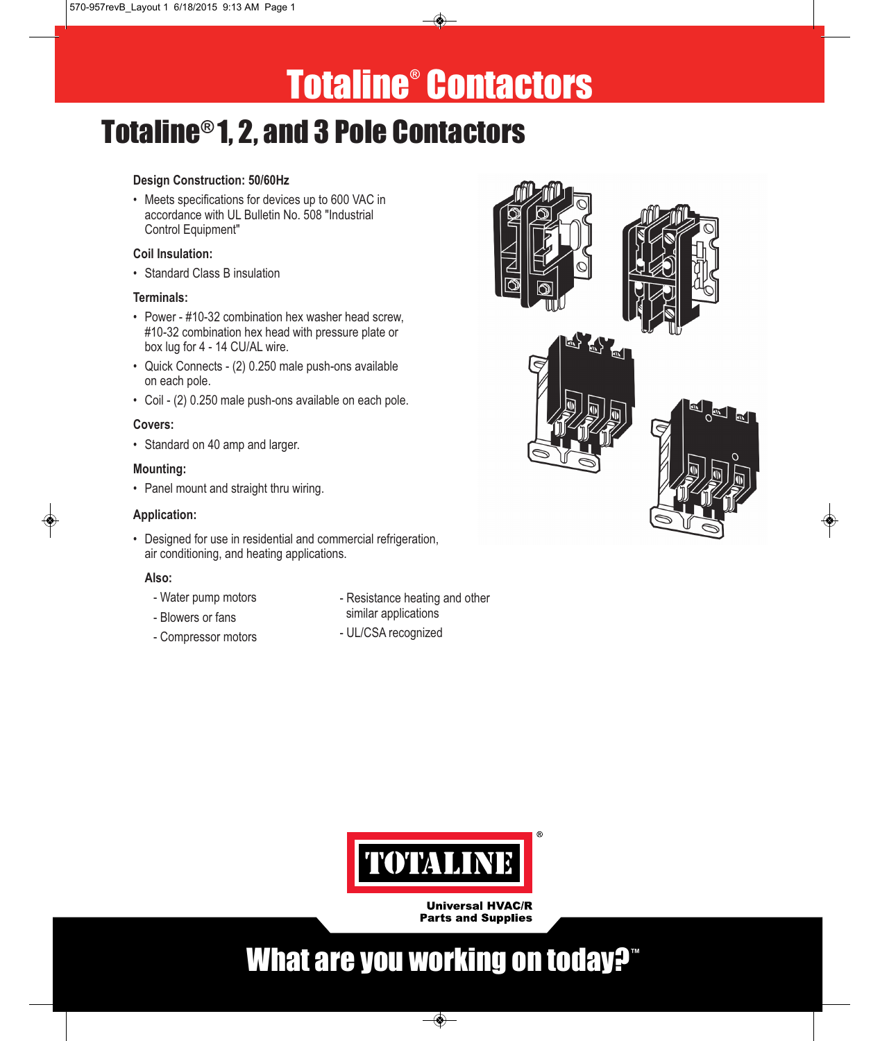# Totaline® Contactors

## Totaline® 1, 2, and 3 Pole Contactors

**Design Construction: 50/60Hz**

- Meets specifications for devices up to 600 VAC in accordance with UL Bulletin No. 508 "Industrial Control Equipment"

**Coil Insulation:**

- Standard Class B insulation

**Terminals:**

- Power - #10-32 combination hex washer head screw, #10-32 combination hex head with pressure plate or box lug for 4 - 14 CU/AL wire.
- Quick Connects - (2) 0.250 male push-ons available on each pole.
- Coil - (2) 0.250 male push-ons available on each pole.

**Covers:**

- Standard on 40 amp and larger.

**Mounting:**

- Panel mount and straight thru wiring.

**Application:**

- Designed for use in residential and commercial refrigeration, air conditioning, and heating applications.

**Also:**

- Water pump motors
- Blowers or fans
- Compressor motors
- Resistance heating and other similar applications
- UL/CSA recognized

TOTALINE®

Universal HVAC/R Parts and Supplies

What are you working on today?™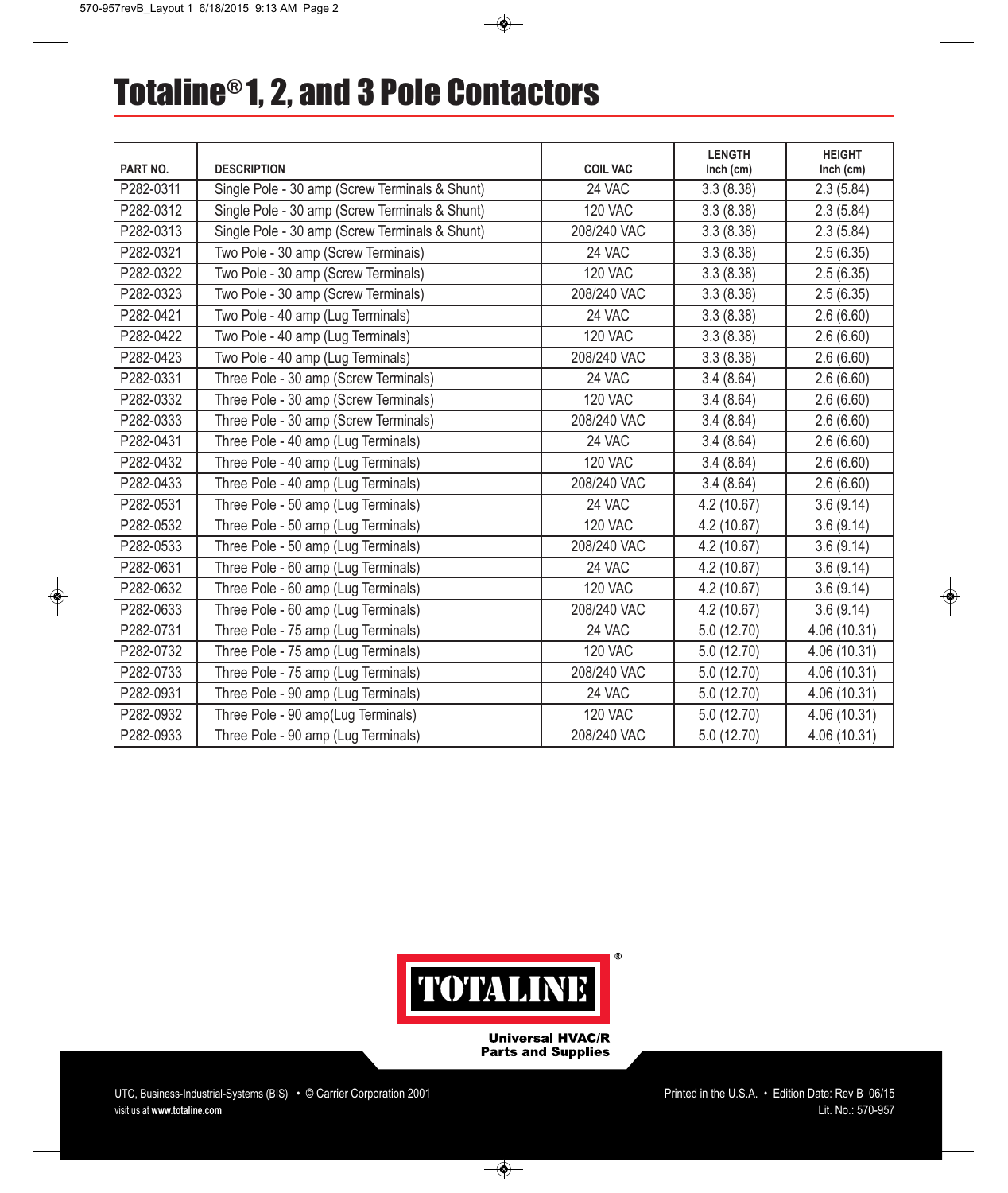# Totaline® 1, 2, and 3 Pole Contactors

| PART NO. | DESCRIPTION | COIL VAC | LENGTH Inch (cm) | HEIGHT Inch (cm) |
|---|---|---|---|---|
| P282-0311 | Single Pole - 30 amp (Screw Terminals & Shunt) | 24 VAC | 3.3 (8.38) | 2.3 (5.84) |
| P282-0312 | Single Pole - 30 amp (Screw Terminals & Shunt) | 120 VAC | 3.3 (8.38) | 2.3 (5.84) |
| P282-0313 | Single Pole - 30 amp (Screw Terminals & Shunt) | 208/240 VAC | 3.3 (8.38) | 2.3 (5.84) |
| P282-0321 | Two Pole - 30 amp (Screw Terminais) | 24 VAC | 3.3 (8.38) | 2.5 (6.35) |
| P282-0322 | Two Pole - 30 amp (Screw Terminals) | 120 VAC | 3.3 (8.38) | 2.5 (6.35) |
| P282-0323 | Two Pole - 30 amp (Screw Terminals) | 208/240 VAC | 3.3 (8.38) | 2.5 (6.35) |
| P282-0421 | Two Pole - 40 amp (Lug Terminals) | 24 VAC | 3.3 (8.38) | 2.6 (6.60) |
| P282-0422 | Two Pole - 40 amp (Lug Terminals) | 120 VAC | 3.3 (8.38) | 2.6 (6.60) |
| P282-0423 | Two Pole - 40 amp (Lug Terminals) | 208/240 VAC | 3.3 (8.38) | 2.6 (6.60) |
| P282-0331 | Three Pole - 30 amp (Screw Terminals) | 24 VAC | 3.4 (8.64) | 2.6 (6.60) |
| P282-0332 | Three Pole - 30 amp (Screw Terminals) | 120 VAC | 3.4 (8.64) | 2.6 (6.60) |
| P282-0333 | Three Pole - 30 amp (Screw Terminals) | 208/240 VAC | 3.4 (8.64) | 2.6 (6.60) |
| P282-0431 | Three Pole - 40 amp (Lug Terminals) | 24 VAC | 3.4 (8.64) | 2.6 (6.60) |
| P282-0432 | Three Pole - 40 amp (Lug Terminals) | 120 VAC | 3.4 (8.64) | 2.6 (6.60) |
| P282-0433 | Three Pole - 40 amp (Lug Terminals) | 208/240 VAC | 3.4 (8.64) | 2.6 (6.60) |
| P282-0531 | Three Pole - 50 amp (Lug Terminals) | 24 VAC | 4.2 (10.67) | 3.6 (9.14) |
| P282-0532 | Three Pole - 50 amp (Lug Terminals) | 120 VAC | 4.2 (10.67) | 3.6 (9.14) |
| P282-0533 | Three Pole - 50 amp (Lug Terminals) | 208/240 VAC | 4.2 (10.67) | 3.6 (9.14) |
| P282-0631 | Three Pole - 60 amp (Lug Terminals) | 24 VAC | 4.2 (10.67) | 3.6 (9.14) |
| P282-0632 | Three Pole - 60 amp (Lug Terminals) | 120 VAC | 4.2 (10.67) | 3.6 (9.14) |
| P282-0633 | Three Pole - 60 amp (Lug Terminals) | 208/240 VAC | 4.2 (10.67) | 3.6 (9.14) |
| P282-0731 | Three Pole - 75 amp (Lug Terminals) | 24 VAC | 5.0 (12.70) | 4.06 (10.31) |
| P282-0732 | Three Pole - 75 amp (Lug Terminals) | 120 VAC | 5.0 (12.70) | 4.06 (10.31) |
| P282-0733 | Three Pole - 75 amp (Lug Terminals) | 208/240 VAC | 5.0 (12.70) | 4.06 (10.31) |
| P282-0931 | Three Pole - 90 amp (Lug Terminals) | 24 VAC | 5.0 (12.70) | 4.06 (10.31) |
| P282-0932 | Three Pole - 90 amp(Lug Terminals) | 120 VAC | 5.0 (12.70) | 4.06 (10.31) |
| P282-0933 | Three Pole - 90 amp (Lug Terminals) | 208/240 VAC | 5.0 (12.70) | 4.06 (10.31) |

TOTALINE®

**Universal HVAC/R Parts and Supplies**

UTC, Business-Industrial-Systems (BIS) • © Carrier Corporation 2001
visit us at **www.totaline.com**

Printed in the U.S.A. • Edition Date: Rev B 06/15
Lit. No.: 570-957